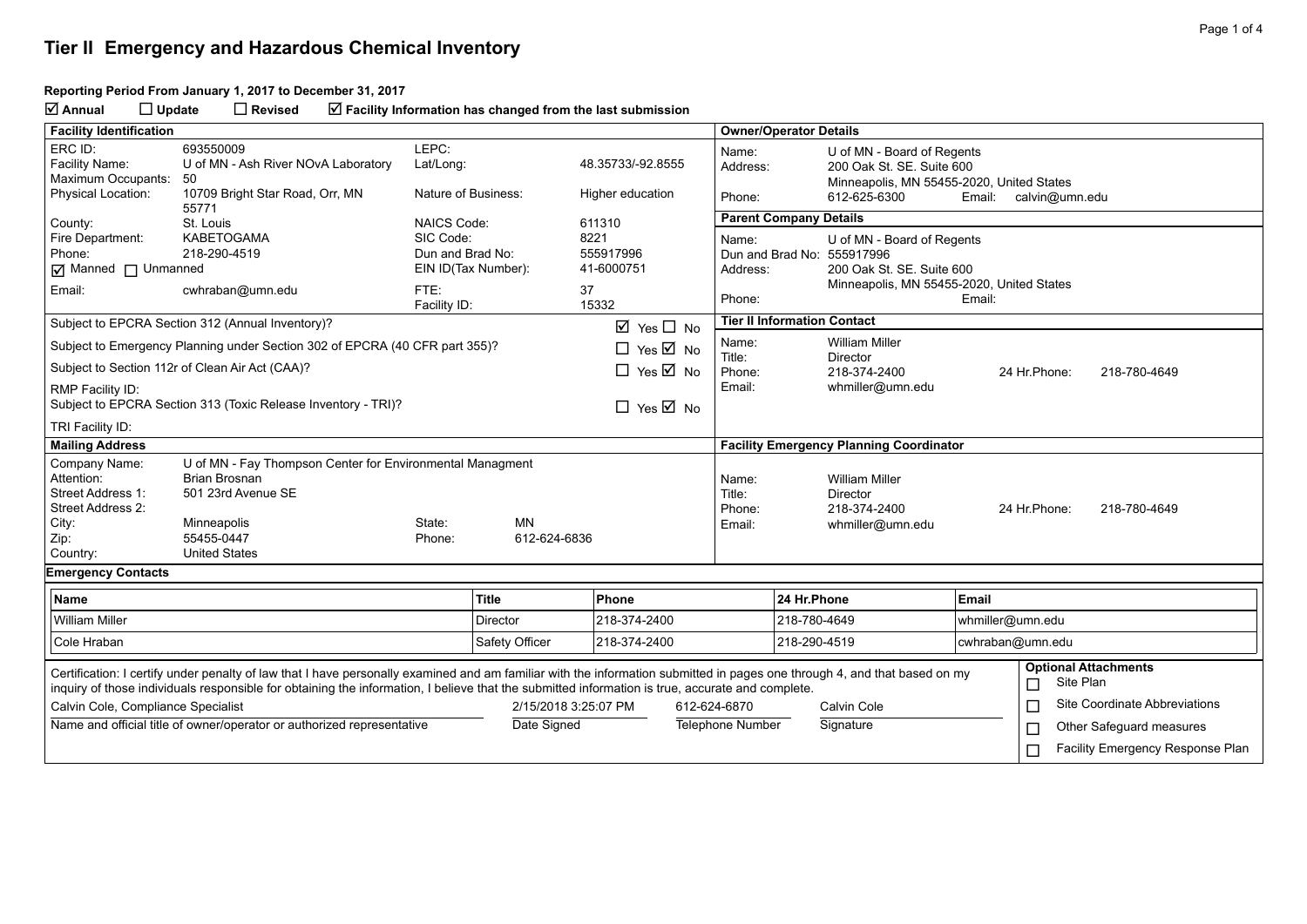# Tier II Emergency and Hazardous Chemical Inventory

**Reporting Period From January 1, 2017 to December 31, 2017**

☑ **Annual** ☐ **Update** ☐ **Revised** ☑ **Facility Information has changed from the last submission**

## Facility Identification

| | | | |
|---|---|---|---|
| ERC ID: | 693550009 | LEPC: | |
| Facility Name: | U of MN - Ash River NOvA Laboratory | Lat/Long: | 48.35733/-92.8555 |
| Maximum Occupants: | 50 | | |
| Physical Location: | 10709 Bright Star Road, Orr, MN 55771 | Nature of Business: | Higher education |
| County: | St. Louis | NAICS Code: | 611310 |
| Fire Department: | KABETOGAMA | SIC Code: | 8221 |
| Phone: | 218-290-4519 | Dun and Brad No: | 555917996 |
| ☑ Manned ☐ Unmanned | | EIN ID(Tax Number): | 41-6000751 |
| Email: | cwhraban@umn.edu | FTE: | 37 |
| | | Facility ID: | 15332 |

| | |
|---|---|
| Subject to EPCRA Section 312 (Annual Inventory)? | ☑ Yes ☐ No |
| Subject to Emergency Planning under Section 302 of EPCRA (40 CFR part 355)? | ☐ Yes ☑ No |
| Subject to Section 112r of Clean Air Act (CAA)? | ☐ Yes ☑ No |
| RMP Facility ID: | |
| Subject to EPCRA Section 313 (Toxic Release Inventory - TRI)? | ☐ Yes ☑ No |
| TRI Facility ID: | |

## Owner/Operator Details

Name: U of MN - Board of Regents
Address: 200 Oak St. SE. Suite 600, Minneapolis, MN 55455-2020, United States
Phone: 612-625-6300 Email: calvin@umn.edu

## Parent Company Details

Name: U of MN - Board of Regents
Dun and Brad No: 555917996
Address: 200 Oak St. SE. Suite 600, Minneapolis, MN 55455-2020, United States
Phone: Email:

## Tier II Information Contact

Name: William Miller
Title: Director
Phone: 218-374-2400 24 Hr.Phone: 218-780-4649
Email: whmiller@umn.edu

## Mailing Address

| | | | |
|---|---|---|---|
| Company Name: | U of MN - Fay Thompson Center for Environmental Managment | | |
| Attention: | Brian Brosnan | | |
| Street Address 1: | 501 23rd Avenue SE | | |
| Street Address 2: | | | |
| City: | Minneapolis | State: | MN |
| Zip: | 55455-0447 | Phone: | 612-624-6836 |
| Country: | United States | | |

## Facility Emergency Planning Coordinator

Name: William Miller
Title: Director
Phone: 218-374-2400 24 Hr.Phone: 218-780-4649
Email: whmiller@umn.edu

## Emergency Contacts

| Name | Title | Phone | 24 Hr.Phone | Email |
|---|---|---|---|---|
| William Miller | Director | 218-374-2400 | 218-780-4649 | whmiller@umn.edu |
| Cole Hraban | Safety Officer | 218-374-2400 | 218-290-4519 | cwhraban@umn.edu |

Certification: I certify under penalty of law that I have personally examined and am familiar with the information submitted in pages one through 4, and that based on my inquiry of those individuals responsible for obtaining the information, I believe that the submitted information is true, accurate and complete.

| Name and official title of owner/operator or authorized representative | Date Signed | Telephone Number | Signature |
|---|---|---|---|
| Calvin Cole, Compliance Specialist | 2/15/2018 3:25:07 PM | 612-624-6870 | Calvin Cole |

**Optional Attachments**

- ☐ Site Plan
- ☐ Site Coordinate Abbreviations
- ☐ Other Safeguard measures
- ☐ Facility Emergency Response Plan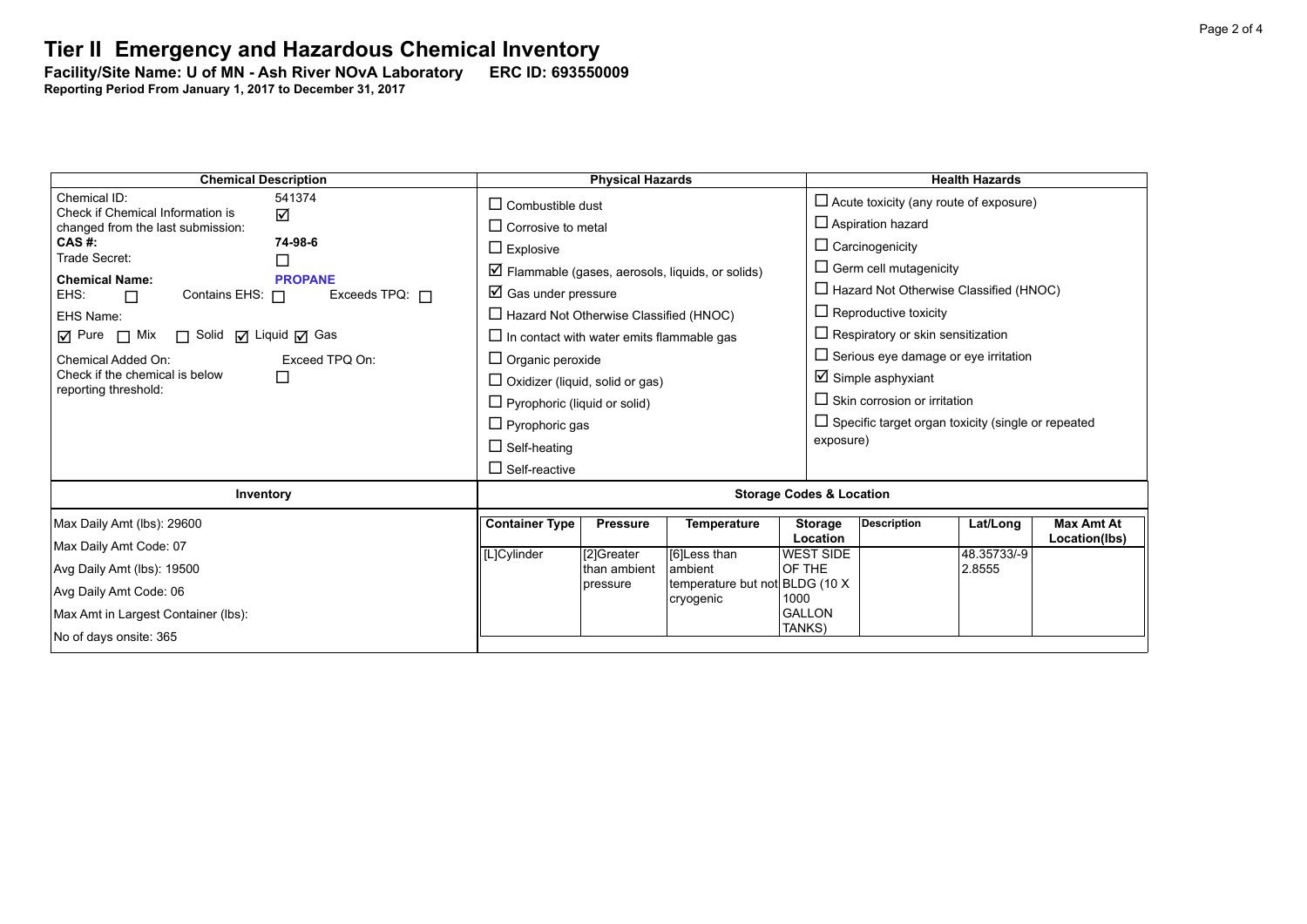# Tier II Emergency and Hazardous Chemical Inventory

**Facility/Site Name: U of MN - Ash River NOvA Laboratory ERC ID: 693550009**

**Reporting Period From January 1, 2017 to December 31, 2017**

## Chemical Description

Chemical ID: 541374

Check if Chemical Information is changed from the last submission: ☑

**CAS #:** **74-98-6**

Trade Secret: ☐

**Chemical Name:** **PROPANE**

EHS: ☐ Contains EHS: ☐ Exceeds TPQ: ☐

EHS Name:

☑ Pure ☐ Mix ☐ Solid ☑ Liquid ☑ Gas

Chemical Added On: Exceed TPQ On:

Check if the chemical is below reporting threshold: ☐

## Physical Hazards

- ☐ Combustible dust
- ☐ Corrosive to metal
- ☐ Explosive
- ☑ Flammable (gases, aerosols, liquids, or solids)
- ☑ Gas under pressure
- ☐ Hazard Not Otherwise Classified (HNOC)
- ☐ In contact with water emits flammable gas
- ☐ Organic peroxide
- ☐ Oxidizer (liquid, solid or gas)
- ☐ Pyrophoric (liquid or solid)
- ☐ Pyrophoric gas
- ☐ Self-heating
- ☐ Self-reactive

## Health Hazards

- ☐ Acute toxicity (any route of exposure)
- ☐ Aspiration hazard
- ☐ Carcinogenicity
- ☐ Germ cell mutagenicity
- ☐ Hazard Not Otherwise Classified (HNOC)
- ☐ Reproductive toxicity
- ☐ Respiratory or skin sensitization
- ☐ Serious eye damage or eye irritation
- ☑ Simple asphyxiant
- ☐ Skin corrosion or irritation
- ☐ Specific target organ toxicity (single or repeated exposure)

## Inventory

Max Daily Amt (lbs): 29600

Max Daily Amt Code: 07

Avg Daily Amt (lbs): 19500

Avg Daily Amt Code: 06

Max Amt in Largest Container (lbs):

No of days onsite: 365

## Storage Codes & Location

| Container Type | Pressure | Temperature | Storage Location | Description | Lat/Long | Max Amt At Location(lbs) |
|---|---|---|---|---|---|---|
| [L]Cylinder | [2]Greater than ambient pressure | [6]Less than ambient temperature but not cryogenic | WEST SIDE OF THE BLDG (10 X 1000 GALLON TANKS) | | 48.35733/-92.8555 | |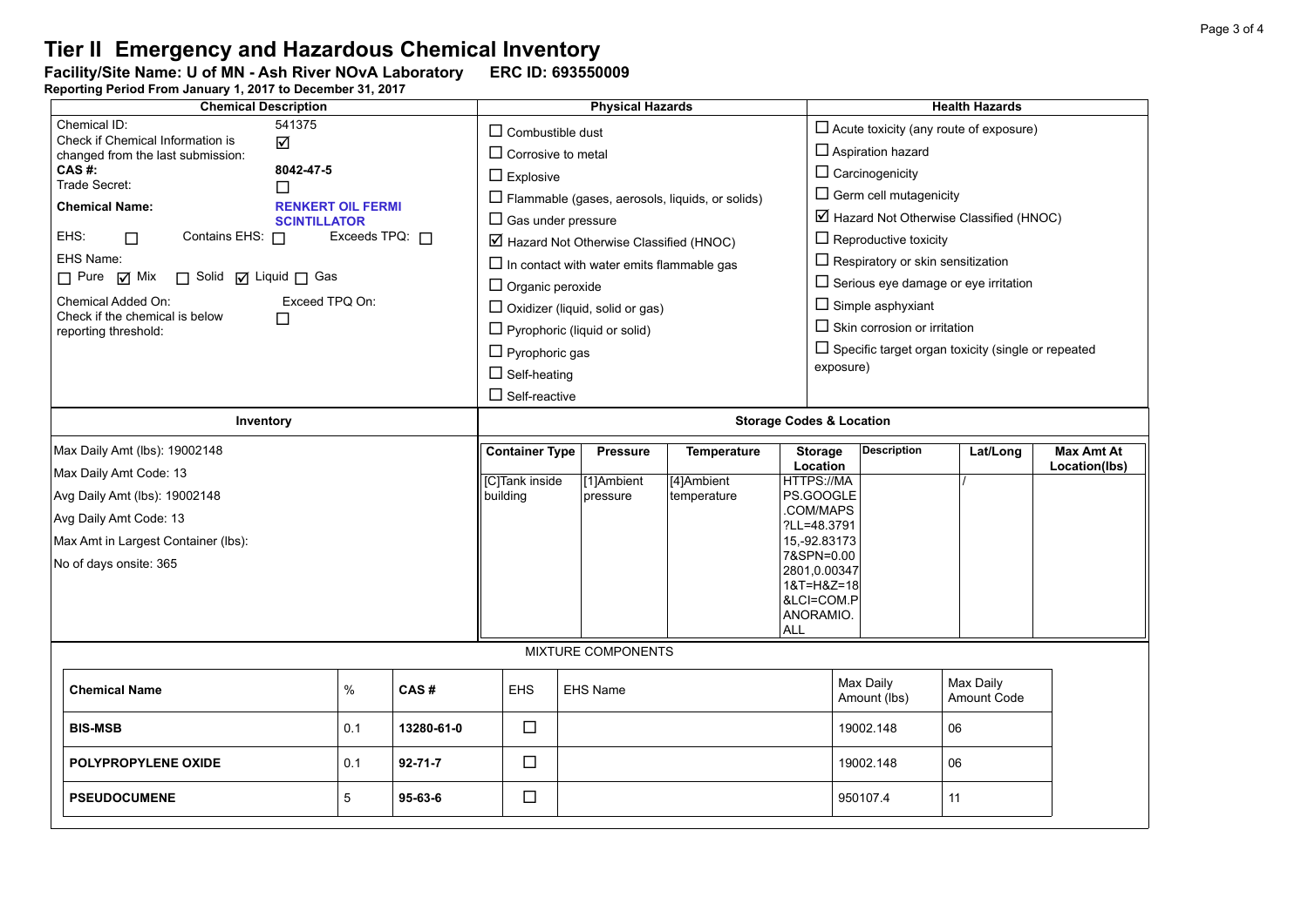# Tier II Emergency and Hazardous Chemical Inventory

**Facility/Site Name: U of MN - Ash River NOvA Laboratory    ERC ID: 693550009**

**Reporting Period From January 1, 2017 to December 31, 2017**

## Chemical Description

Chemical ID: 541375

Check if Chemical Information is changed from the last submission: ☑

**CAS #:** **8042-47-5**

Trade Secret: ☐

**Chemical Name:** **RENKERT OIL FERMI SCINTILLATOR**

EHS: ☐    Contains EHS: ☐    Exceeds TPQ: ☐

EHS Name:

☐ Pure ☑ Mix    ☐ Solid ☑ Liquid ☐ Gas

Chemical Added On:    Exceed TPQ On:

Check if the chemical is below reporting threshold: ☐

## Physical Hazards

- ☐ Combustible dust
- ☐ Corrosive to metal
- ☐ Explosive
- ☐ Flammable (gases, aerosols, liquids, or solids)
- ☐ Gas under pressure
- ☑ Hazard Not Otherwise Classified (HNOC)
- ☐ In contact with water emits flammable gas
- ☐ Organic peroxide
- ☐ Oxidizer (liquid, solid or gas)
- ☐ Pyrophoric (liquid or solid)
- ☐ Pyrophoric gas
- ☐ Self-heating
- ☐ Self-reactive

## Health Hazards

- ☐ Acute toxicity (any route of exposure)
- ☐ Aspiration hazard
- ☐ Carcinogenicity
- ☐ Germ cell mutagenicity
- ☑ Hazard Not Otherwise Classified (HNOC)
- ☐ Reproductive toxicity
- ☐ Respiratory or skin sensitization
- ☐ Serious eye damage or eye irritation
- ☐ Simple asphyxiant
- ☐ Skin corrosion or irritation
- ☐ Specific target organ toxicity (single or repeated exposure)

## Inventory

Max Daily Amt (lbs): 19002148

Max Daily Amt Code: 13

Avg Daily Amt (lbs): 19002148

Avg Daily Amt Code: 13

Max Amt in Largest Container (lbs):

No of days onsite: 365

## Storage Codes & Location

| Container Type | Pressure | Temperature | Storage Location | Description | Lat/Long | Max Amt At Location(lbs) |
|---|---|---|---|---|---|---|
| [C]Tank inside building | [1]Ambient pressure | [4]Ambient temperature | HTTPS://MAPS.GOOGLE.COM/MAPS?LL=48.379115,-92.831737&SPN=0.002801,0.003471&T=H&Z=18&LCI=COM.PANORAMIO.ALL | | / | |

## MIXTURE COMPONENTS

| Chemical Name | % | CAS # | EHS | EHS Name | Max Daily Amount (lbs) | Max Daily Amount Code |
|---|---|---|---|---|---|---|
| **BIS-MSB** | 0.1 | **13280-61-0** | ☐ | | 19002.148 | 06 |
| **POLYPROPYLENE OXIDE** | 0.1 | **92-71-7** | ☐ | | 19002.148 | 06 |
| **PSEUDOCUMENE** | 5 | **95-63-6** | ☐ | | 950107.4 | 11 |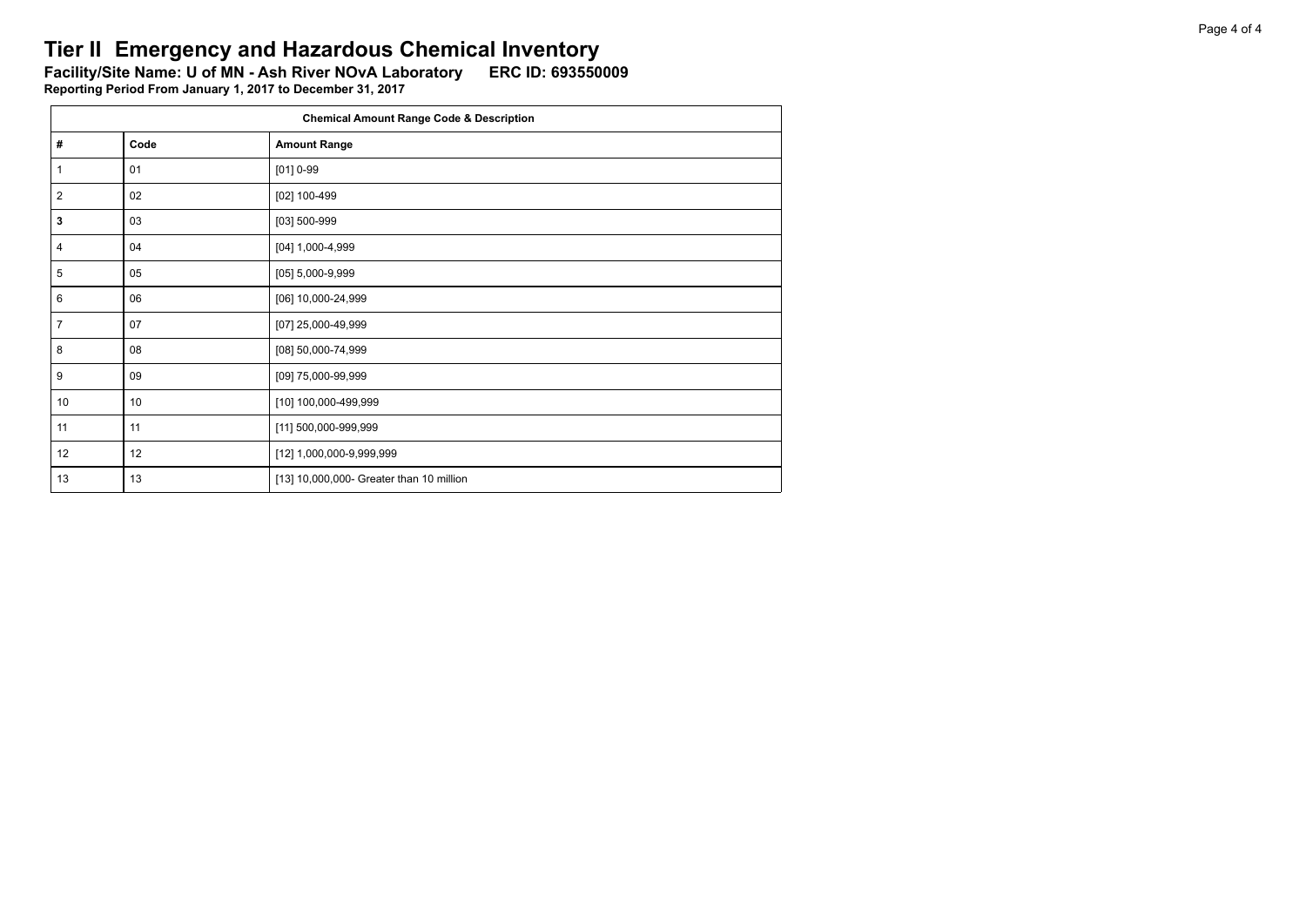# Tier II Emergency and Hazardous Chemical Inventory

**Facility/Site Name: U of MN - Ash River NOvA Laboratory    ERC ID: 693550009**

**Reporting Period From January 1, 2017 to December 31, 2017**

| Chemical Amount Range Code & Description | | |
|---|---|---|
| **#** | **Code** | **Amount Range** |
| 1 | 01 | [01] 0-99 |
| 2 | 02 | [02] 100-499 |
| 3 | 03 | [03] 500-999 |
| 4 | 04 | [04] 1,000-4,999 |
| 5 | 05 | [05] 5,000-9,999 |
| 6 | 06 | [06] 10,000-24,999 |
| 7 | 07 | [07] 25,000-49,999 |
| 8 | 08 | [08] 50,000-74,999 |
| 9 | 09 | [09] 75,000-99,999 |
| 10 | 10 | [10] 100,000-499,999 |
| 11 | 11 | [11] 500,000-999,999 |
| 12 | 12 | [12] 1,000,000-9,999,999 |
| 13 | 13 | [13] 10,000,000- Greater than 10 million |